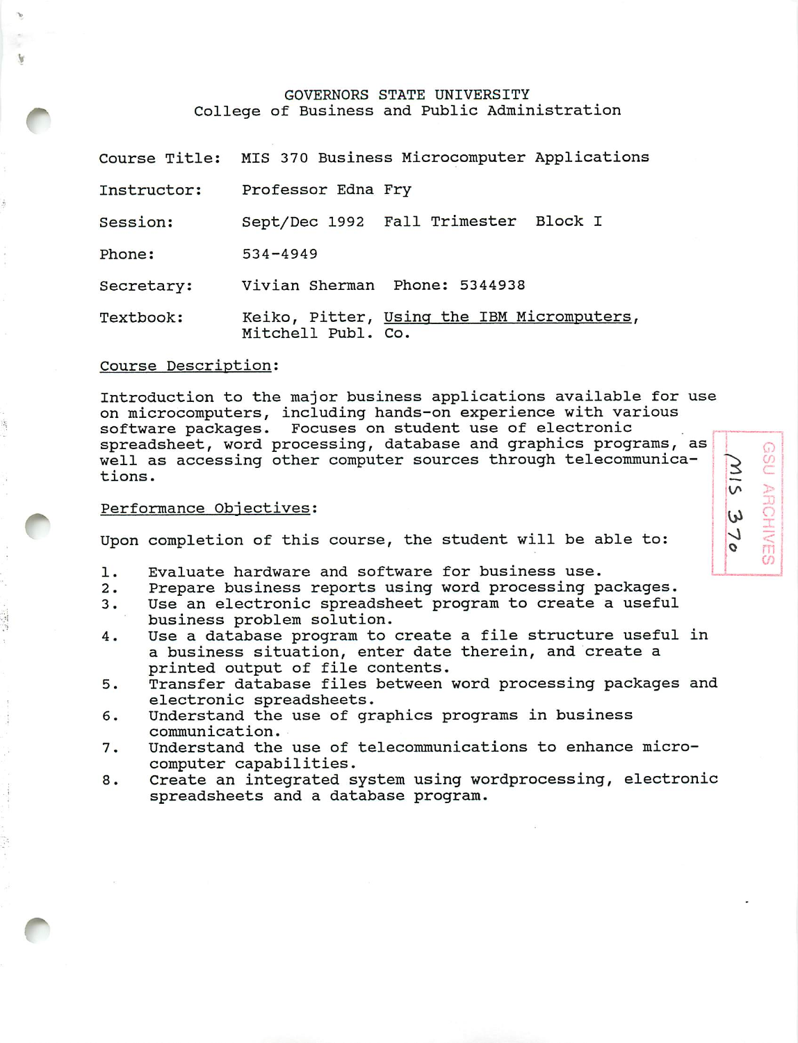# GOVERNORS STATE UNIVERSITY
## College of Business and Public Administration

Course Title: MIS 370 Business Microcomputer Applications

Instructor: Professor Edna Fry

Session: Sept/Dec 1992 Fall Trimester Block I

Phone: 534-4949

Secretary: Vivian Sherman Phone: 5344938

Textbook: Keiko, Pitter, Using the IBM Micromputers, Mitchell Publ. Co.

GSU ARCHIVES MIS 370

### Course Description:

Introduction to the major business applications available for use on microcomputers, including hands-on experience with various software packages. Focuses on student use of electronic spreadsheet, word processing, database and graphics programs, as well as accessing other computer sources through telecommunications.

### Performance Objectives:

Upon completion of this course, the student will be able to:

1. Evaluate hardware and software for business use.
2. Prepare business reports using word processing packages.
3. Use an electronic spreadsheet program to create a useful business problem solution.
4. Use a database program to create a file structure useful in a business situation, enter date therein, and create a printed output of file contents.
5. Transfer database files between word processing packages and electronic spreadsheets.
6. Understand the use of graphics programs in business communication.
7. Understand the use of telecommunications to enhance microcomputer capabilities.
8. Create an integrated system using wordprocessing, electronic spreadsheets and a database program.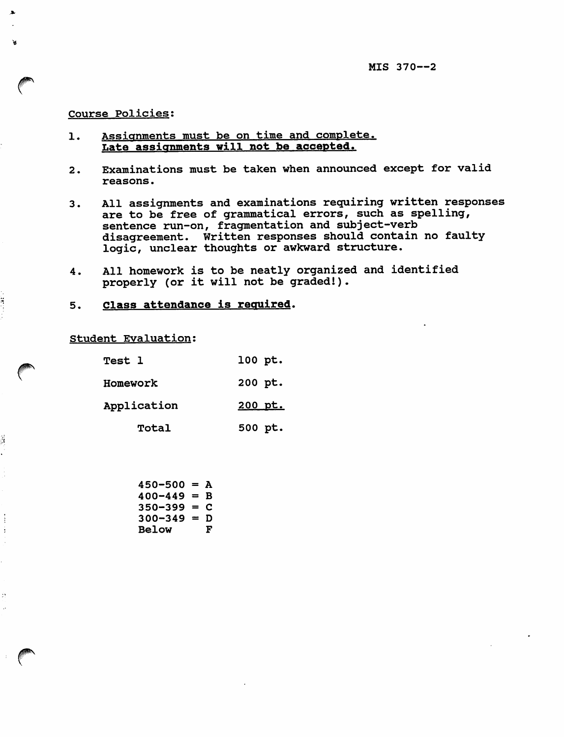## Course Policies:

1. **Assignments must be on time and complete. Late assignments will not be accepted.**

2. Examinations must be taken when announced except for valid reasons.

3. All assignments and examinations requiring written responses are to be free of grammatical errors, such as spelling, sentence run-on, fragmentation and subject-verb disagreement. Written responses should contain no faulty logic, unclear thoughts or awkward structure.

4. All homework is to be neatly organized and identified properly (or it will not be graded!).

5. **Class attendance is required.**

## Student Evaluation:

| | |
|---|---|
| Test 1 | 100 pt. |
| Homework | 200 pt. |
| Application | 200 pt. |
| Total | 500 pt. |

450-500 = A
400-449 = B
350-399 = C
300-349 = D
Below F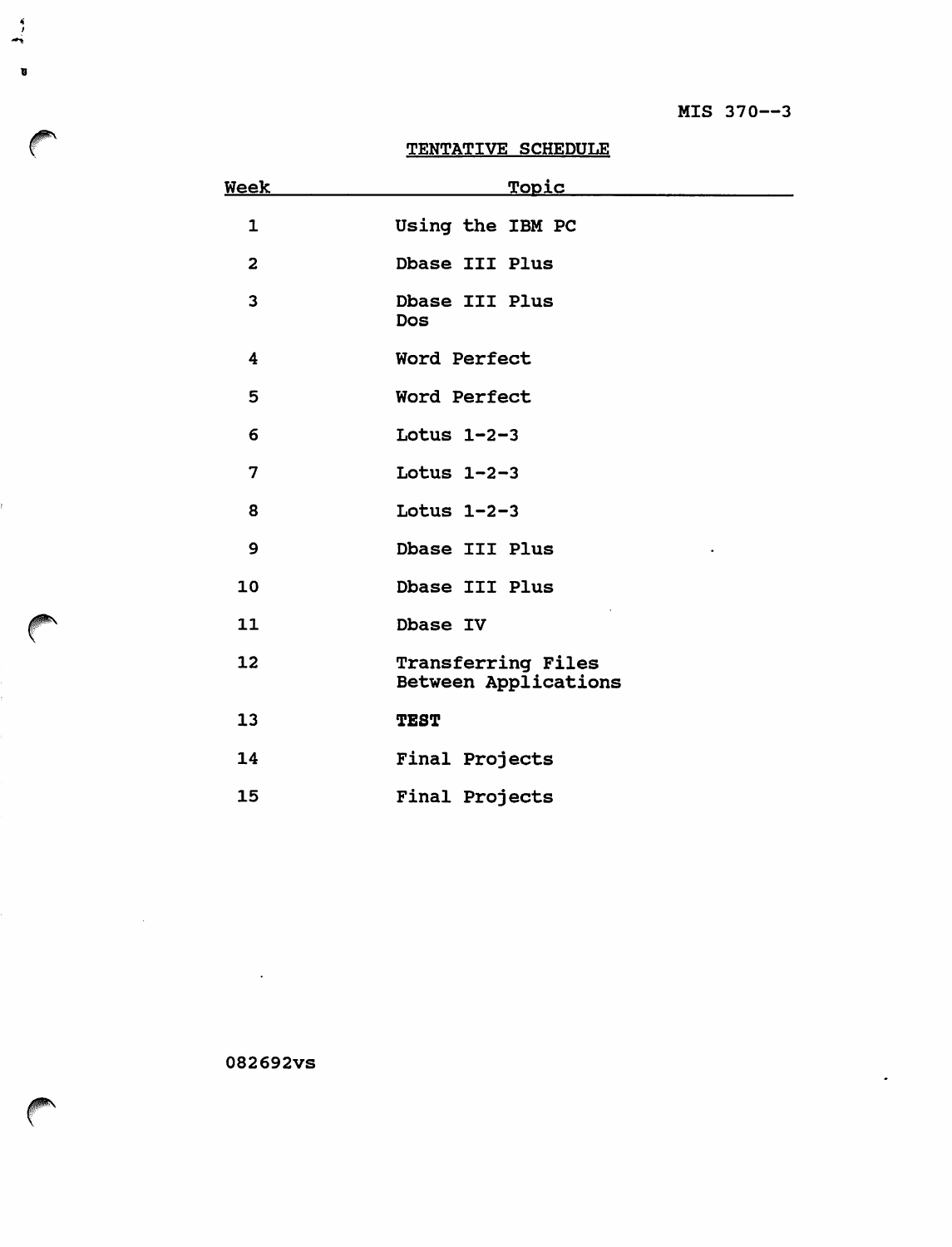MIS 370--3

## TENTATIVE SCHEDULE

| Week | Topic |
|---|---|
| 1 | Using the IBM PC |
| 2 | Dbase III Plus |
| 3 | Dbase III Plus<br>Dos |
| 4 | Word Perfect |
| 5 | Word Perfect |
| 6 | Lotus 1-2-3 |
| 7 | Lotus 1-2-3 |
| 8 | Lotus 1-2-3 |
| 9 | Dbase III Plus |
| 10 | Dbase III Plus |
| 11 | Dbase IV |
| 12 | Transferring Files<br>Between Applications |
| 13 | **TEST** |
| 14 | Final Projects |
| 15 | Final Projects |

082692vs